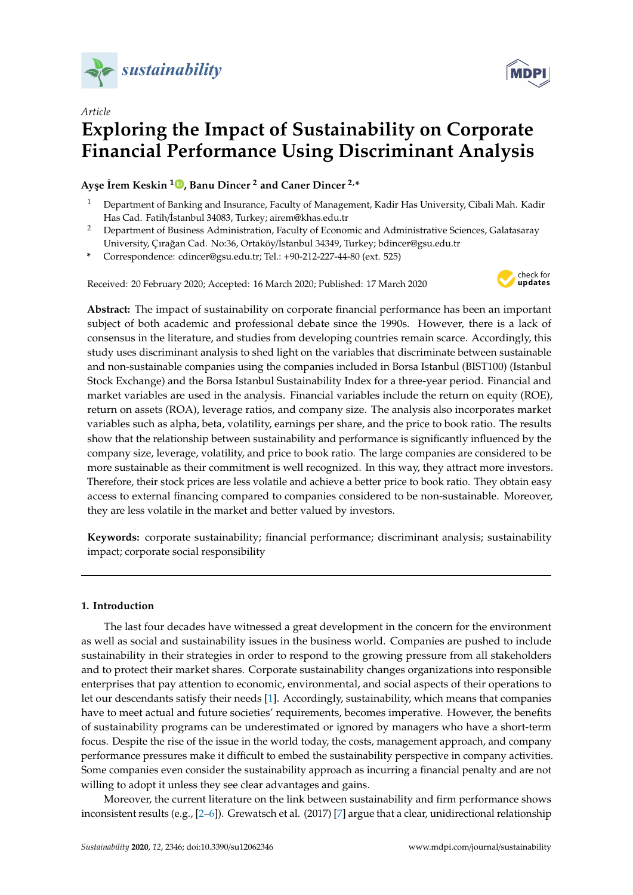*Article*

# Exploring the Impact of Sustainability on Corporate Financial Performance Using Discriminant Analysis

**Ayşe İrem Keskin [1], Banu Dincer [2] and Caner Dincer [2,*]**

[1] Department of Banking and Insurance, Faculty of Management, Kadir Has University, Cibali Mah. Kadir Has Cad. Fatih/İstanbul 34083, Turkey; airem@khas.edu.tr

[2] Department of Business Administration, Faculty of Economic and Administrative Sciences, Galatasaray University, Çırağan Cad. No:36, Ortaköy/İstanbul 34349, Turkey; bdincer@gsu.edu.tr

\* Correspondence: cdincer@gsu.edu.tr; Tel.: +90-212-227-44-80 (ext. 525)

Received: 20 February 2020; Accepted: 16 March 2020; Published: 17 March 2020

**Abstract:** The impact of sustainability on corporate financial performance has been an important subject of both academic and professional debate since the 1990s. However, there is a lack of consensus in the literature, and studies from developing countries remain scarce. Accordingly, this study uses discriminant analysis to shed light on the variables that discriminate between sustainable and non-sustainable companies using the companies included in Borsa Istanbul (BIST100) (Istanbul Stock Exchange) and the Borsa Istanbul Sustainability Index for a three-year period. Financial and market variables are used in the analysis. Financial variables include the return on equity (ROE), return on assets (ROA), leverage ratios, and company size. The analysis also incorporates market variables such as alpha, beta, volatility, earnings per share, and the price to book ratio. The results show that the relationship between sustainability and performance is significantly influenced by the company size, leverage, volatility, and price to book ratio. The large companies are considered to be more sustainable as their commitment is well recognized. In this way, they attract more investors. Therefore, their stock prices are less volatile and achieve a better price to book ratio. They obtain easy access to external financing compared to companies considered to be non-sustainable. Moreover, they are less volatile in the market and better valued by investors.

**Keywords:** corporate sustainability; financial performance; discriminant analysis; sustainability impact; corporate social responsibility

## 1. Introduction

The last four decades have witnessed a great development in the concern for the environment as well as social and sustainability issues in the business world. Companies are pushed to include sustainability in their strategies in order to respond to the growing pressure from all stakeholders and to protect their market shares. Corporate sustainability changes organizations into responsible enterprises that pay attention to economic, environmental, and social aspects of their operations to let our descendants satisfy their needs [1]. Accordingly, sustainability, which means that companies have to meet actual and future societies' requirements, becomes imperative. However, the benefits of sustainability programs can be underestimated or ignored by managers who have a short-term focus. Despite the rise of the issue in the world today, the costs, management approach, and company performance pressures make it difficult to embed the sustainability perspective in company activities. Some companies even consider the sustainability approach as incurring a financial penalty and are not willing to adopt it unless they see clear advantages and gains.

Moreover, the current literature on the link between sustainability and firm performance shows inconsistent results (e.g., [2–6]). Grewatsch et al. (2017) [7] argue that a clear, unidirectional relationship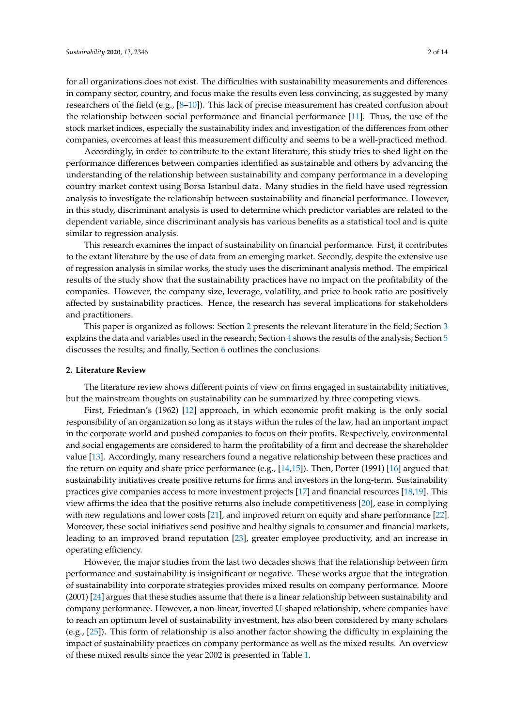for all organizations does not exist. The difficulties with sustainability measurements and differences in company sector, country, and focus make the results even less convincing, as suggested by many researchers of the field (e.g., [8–10]). This lack of precise measurement has created confusion about the relationship between social performance and financial performance [11]. Thus, the use of the stock market indices, especially the sustainability index and investigation of the differences from other companies, overcomes at least this measurement difficulty and seems to be a well-practiced method.

Accordingly, in order to contribute to the extant literature, this study tries to shed light on the performance differences between companies identified as sustainable and others by advancing the understanding of the relationship between sustainability and company performance in a developing country market context using Borsa Istanbul data. Many studies in the field have used regression analysis to investigate the relationship between sustainability and financial performance. However, in this study, discriminant analysis is used to determine which predictor variables are related to the dependent variable, since discriminant analysis has various benefits as a statistical tool and is quite similar to regression analysis.

This research examines the impact of sustainability on financial performance. First, it contributes to the extant literature by the use of data from an emerging market. Secondly, despite the extensive use of regression analysis in similar works, the study uses the discriminant analysis method. The empirical results of the study show that the sustainability practices have no impact on the profitability of the companies. However, the company size, leverage, volatility, and price to book ratio are positively affected by sustainability practices. Hence, the research has several implications for stakeholders and practitioners.

This paper is organized as follows: Section 2 presents the relevant literature in the field; Section 3 explains the data and variables used in the research; Section 4 shows the results of the analysis; Section 5 discusses the results; and finally, Section 6 outlines the conclusions.

## 2. Literature Review

The literature review shows different points of view on firms engaged in sustainability initiatives, but the mainstream thoughts on sustainability can be summarized by three competing views.

First, Friedman's (1962) [12] approach, in which economic profit making is the only social responsibility of an organization so long as it stays within the rules of the law, had an important impact in the corporate world and pushed companies to focus on their profits. Respectively, environmental and social engagements are considered to harm the profitability of a firm and decrease the shareholder value [13]. Accordingly, many researchers found a negative relationship between these practices and the return on equity and share price performance (e.g., [14,15]). Then, Porter (1991) [16] argued that sustainability initiatives create positive returns for firms and investors in the long-term. Sustainability practices give companies access to more investment projects [17] and financial resources [18,19]. This view affirms the idea that the positive returns also include competitiveness [20], ease in complying with new regulations and lower costs [21], and improved return on equity and share performance [22]. Moreover, these social initiatives send positive and healthy signals to consumer and financial markets, leading to an improved brand reputation [23], greater employee productivity, and an increase in operating efficiency.

However, the major studies from the last two decades shows that the relationship between firm performance and sustainability is insignificant or negative. These works argue that the integration of sustainability into corporate strategies provides mixed results on company performance. Moore (2001) [24] argues that these studies assume that there is a linear relationship between sustainability and company performance. However, a non-linear, inverted U-shaped relationship, where companies have to reach an optimum level of sustainability investment, has also been considered by many scholars (e.g., [25]). This form of relationship is also another factor showing the difficulty in explaining the impact of sustainability practices on company performance as well as the mixed results. An overview of these mixed results since the year 2002 is presented in Table 1.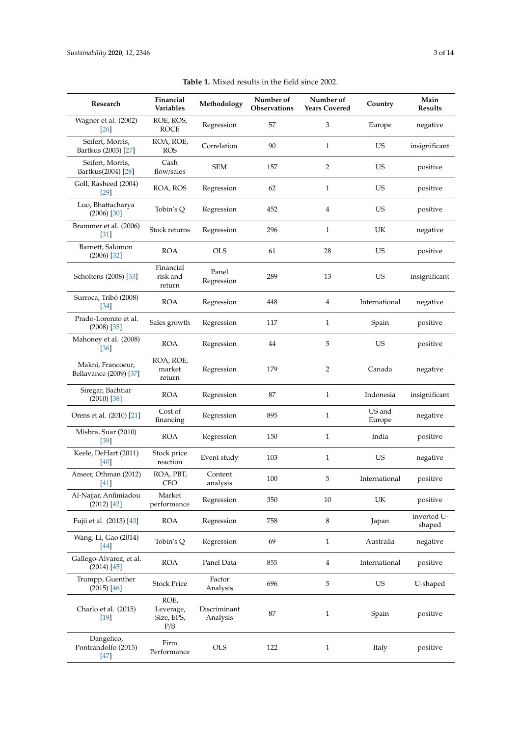**Table 1.** Mixed results in the field since 2002.

| Research | Financial Variables | Methodology | Number of Observations | Number of Years Covered | Country | Main Results |
|---|---|---|---|---|---|---|
| Wagner et al. (2002) [26] | ROE, ROS, ROCE | Regression | 57 | 3 | Europe | negative |
| Seifert, Morris, Bartkus (2003) [27] | ROA, ROE, ROS | Correlation | 90 | 1 | US | insignificant |
| Seifert, Morris, Bartkus(2004) [28] | Cash flow/sales | SEM | 157 | 2 | US | positive |
| Goll, Rasheed (2004) [29] | ROA, ROS | Regression | 62 | 1 | US | positive |
| Luo, Bhattacharya (2006) [30] | Tobin's Q | Regression | 452 | 4 | US | positive |
| Brammer et al. (2006) [31] | Stock returns | Regression | 296 | 1 | UK | negative |
| Barnett, Salomon (2006) [32] | ROA | OLS | 61 | 28 | US | positive |
| Scholtens (2008) [33] | Financial risk and return | Panel Regression | 289 | 13 | US | insignificant |
| Surroca, Tribó (2008) [34] | ROA | Regression | 448 | 4 | International | negative |
| Prado-Lorenzo et al. (2008) [35] | Sales growth | Regression | 117 | 1 | Spain | positive |
| Mahoney et al. (2008) [36] | ROA | Regression | 44 | 5 | US | positive |
| Makni, Francoeur, Bellavance (2009) [37] | ROA, ROE, market return | Regression | 179 | 2 | Canada | negative |
| Siregar, Bachtiar (2010) [38] | ROA | Regression | 87 | 1 | Indonesia | insignificant |
| Orens et al. (2010) [21] | Cost of financing | Regression | 895 | 1 | US and Europe | negative |
| Mishra, Suar (2010) [39] | ROA | Regression | 150 | 1 | India | positive |
| Keele, DeHart (2011) [40] | Stock price reaction | Event study | 103 | 1 | US | negative |
| Ameer, Othman (2012) [41] | ROA, PBT, CFO | Content analysis | 100 | 5 | International | positive |
| Al-Najjar, Anfimiadou (2012) [42] | Market performance | Regression | 350 | 10 | UK | positive |
| Fujii et al. (2013) [43] | ROA | Regression | 758 | 8 | Japan | inverted U-shaped |
| Wang, Li, Gao (2014) [44] | Tobin's Q | Regression | 69 | 1 | Australia | negative |
| Gallego-Alvarez, et al. (2014) [45] | ROA | Panel Data | 855 | 4 | International | positive |
| Trumpp, Guenther (2015) [46] | Stock Price | Factor Analysis | 696 | 5 | US | U-shaped |
| Charlo et al. (2015) [19] | ROE, Leverage, Size, EPS, P/B | Discriminant Analysis | 87 | 1 | Spain | positive |
| Dangelico, Pontrandolfo (2015) [47] | Firm Performance | OLS | 122 | 1 | Italy | positive |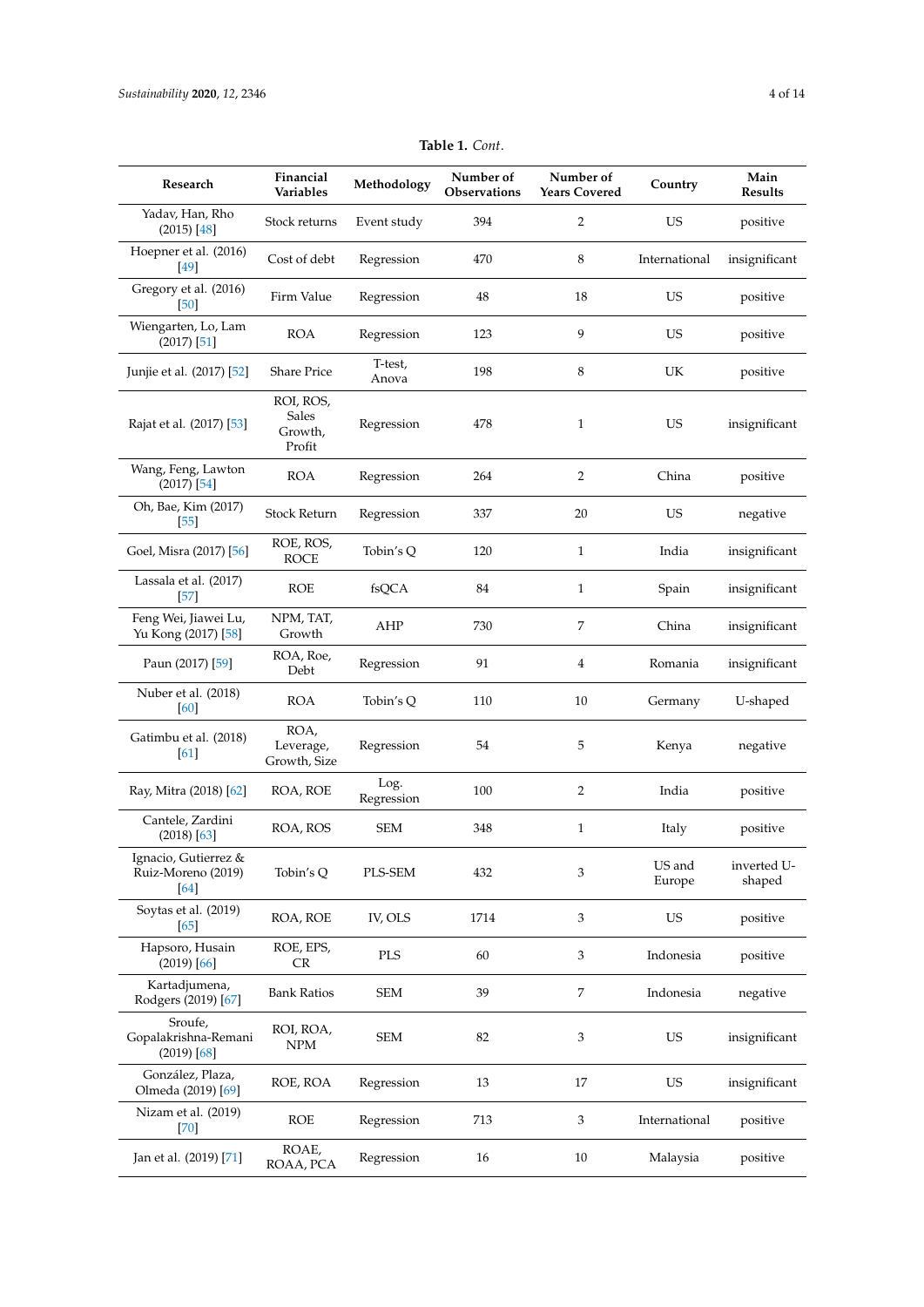**Table 1.** *Cont.*

| Research | Financial Variables | Methodology | Number of Observations | Number of Years Covered | Country | Main Results |
|---|---|---|---|---|---|---|
| Yadav, Han, Rho (2015) [48] | Stock returns | Event study | 394 | 2 | US | positive |
| Hoepner et al. (2016) [49] | Cost of debt | Regression | 470 | 8 | International | insignificant |
| Gregory et al. (2016) [50] | Firm Value | Regression | 48 | 18 | US | positive |
| Wiengarten, Lo, Lam (2017) [51] | ROA | Regression | 123 | 9 | US | positive |
| Junjie et al. (2017) [52] | Share Price | T-test, Anova | 198 | 8 | UK | positive |
| Rajat et al. (2017) [53] | ROI, ROS, Sales Growth, Profit | Regression | 478 | 1 | US | insignificant |
| Wang, Feng, Lawton (2017) [54] | ROA | Regression | 264 | 2 | China | positive |
| Oh, Bae, Kim (2017) [55] | Stock Return | Regression | 337 | 20 | US | negative |
| Goel, Misra (2017) [56] | ROE, ROS, ROCE | Tobin's Q | 120 | 1 | India | insignificant |
| Lassala et al. (2017) [57] | ROE | fsQCA | 84 | 1 | Spain | insignificant |
| Feng Wei, Jiawei Lu, Yu Kong (2017) [58] | NPM, TAT, Growth | AHP | 730 | 7 | China | insignificant |
| Paun (2017) [59] | ROA, Roe, Debt | Regression | 91 | 4 | Romania | insignificant |
| Nuber et al. (2018) [60] | ROA | Tobin's Q | 110 | 10 | Germany | U-shaped |
| Gatimbu et al. (2018) [61] | ROA, Leverage, Growth, Size | Regression | 54 | 5 | Kenya | negative |
| Ray, Mitra (2018) [62] | ROA, ROE | Log. Regression | 100 | 2 | India | positive |
| Cantele, Zardini (2018) [63] | ROA, ROS | SEM | 348 | 1 | Italy | positive |
| Ignacio, Gutierrez & Ruiz-Moreno (2019) [64] | Tobin's Q | PLS-SEM | 432 | 3 | US and Europe | inverted U-shaped |
| Soytas et al. (2019) [65] | ROA, ROE | IV, OLS | 1714 | 3 | US | positive |
| Hapsoro, Husain (2019) [66] | ROE, EPS, CR | PLS | 60 | 3 | Indonesia | positive |
| Kartadjumena, Rodgers (2019) [67] | Bank Ratios | SEM | 39 | 7 | Indonesia | negative |
| Sroufe, Gopalakrishna-Remani (2019) [68] | ROI, ROA, NPM | SEM | 82 | 3 | US | insignificant |
| González, Plaza, Olmeda (2019) [69] | ROE, ROA | Regression | 13 | 17 | US | insignificant |
| Nizam et al. (2019) [70] | ROE | Regression | 713 | 3 | International | positive |
| Jan et al. (2019) [71] | ROAE, ROAA, PCA | Regression | 16 | 10 | Malaysia | positive |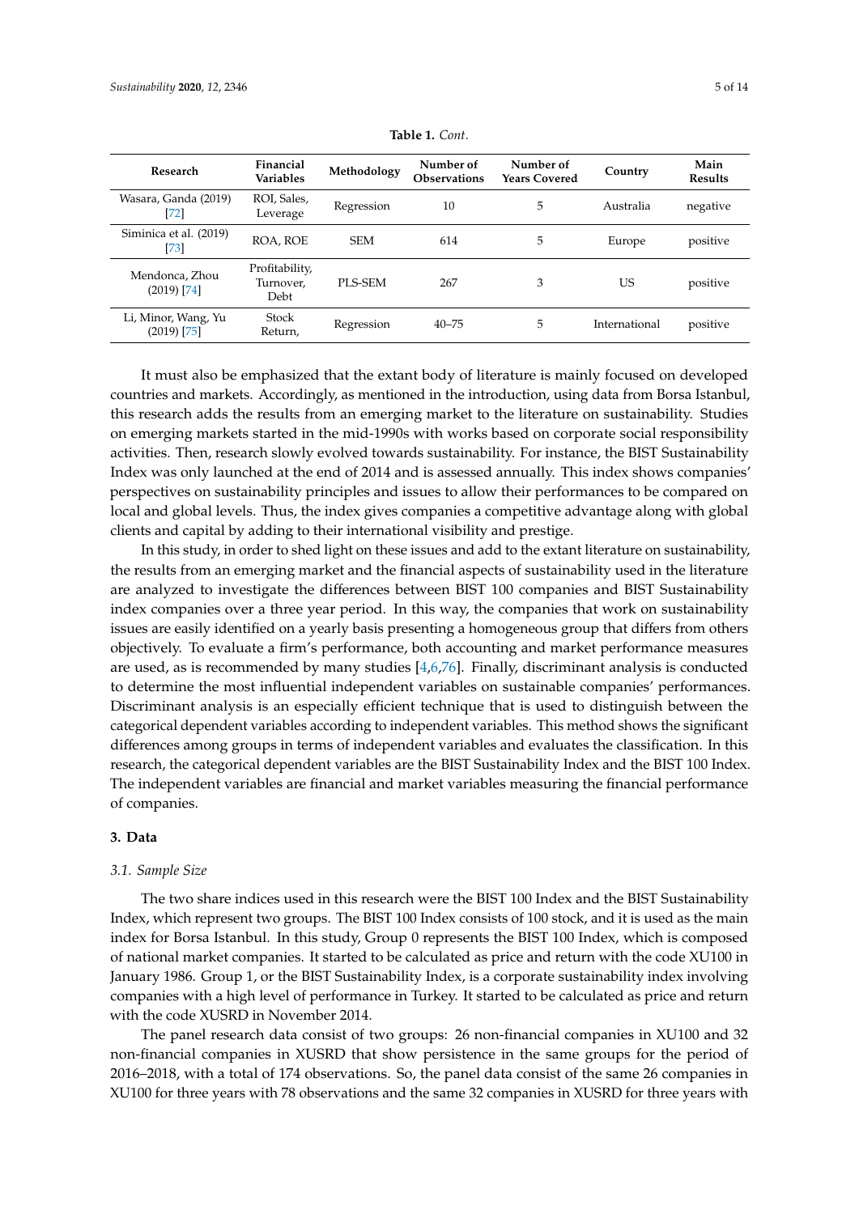**Table 1.** *Cont.*

| Research | Financial Variables | Methodology | Number of Observations | Number of Years Covered | Country | Main Results |
|---|---|---|---|---|---|---|
| Wasara, Ganda (2019) [72] | ROI, Sales, Leverage | Regression | 10 | 5 | Australia | negative |
| Siminica et al. (2019) [73] | ROA, ROE | SEM | 614 | 5 | Europe | positive |
| Mendonca, Zhou (2019) [74] | Profitability, Turnover, Debt | PLS-SEM | 267 | 3 | US | positive |
| Li, Minor, Wang, Yu (2019) [75] | Stock Return, | Regression | 40–75 | 5 | International | positive |

It must also be emphasized that the extant body of literature is mainly focused on developed countries and markets. Accordingly, as mentioned in the introduction, using data from Borsa Istanbul, this research adds the results from an emerging market to the literature on sustainability. Studies on emerging markets started in the mid-1990s with works based on corporate social responsibility activities. Then, research slowly evolved towards sustainability. For instance, the BIST Sustainability Index was only launched at the end of 2014 and is assessed annually. This index shows companies' perspectives on sustainability principles and issues to allow their performances to be compared on local and global levels. Thus, the index gives companies a competitive advantage along with global clients and capital by adding to their international visibility and prestige.

In this study, in order to shed light on these issues and add to the extant literature on sustainability, the results from an emerging market and the financial aspects of sustainability used in the literature are analyzed to investigate the differences between BIST 100 companies and BIST Sustainability index companies over a three year period. In this way, the companies that work on sustainability issues are easily identified on a yearly basis presenting a homogeneous group that differs from others objectively. To evaluate a firm's performance, both accounting and market performance measures are used, as is recommended by many studies [4,6,76]. Finally, discriminant analysis is conducted to determine the most influential independent variables on sustainable companies' performances. Discriminant analysis is an especially efficient technique that is used to distinguish between the categorical dependent variables according to independent variables. This method shows the significant differences among groups in terms of independent variables and evaluates the classification. In this research, the categorical dependent variables are the BIST Sustainability Index and the BIST 100 Index. The independent variables are financial and market variables measuring the financial performance of companies.

## 3. Data

### *3.1. Sample Size*

The two share indices used in this research were the BIST 100 Index and the BIST Sustainability Index, which represent two groups. The BIST 100 Index consists of 100 stock, and it is used as the main index for Borsa Istanbul. In this study, Group 0 represents the BIST 100 Index, which is composed of national market companies. It started to be calculated as price and return with the code XU100 in January 1986. Group 1, or the BIST Sustainability Index, is a corporate sustainability index involving companies with a high level of performance in Turkey. It started to be calculated as price and return with the code XUSRD in November 2014.

The panel research data consist of two groups: 26 non-financial companies in XU100 and 32 non-financial companies in XUSRD that show persistence in the same groups for the period of 2016–2018, with a total of 174 observations. So, the panel data consist of the same 26 companies in XU100 for three years with 78 observations and the same 32 companies in XUSRD for three years with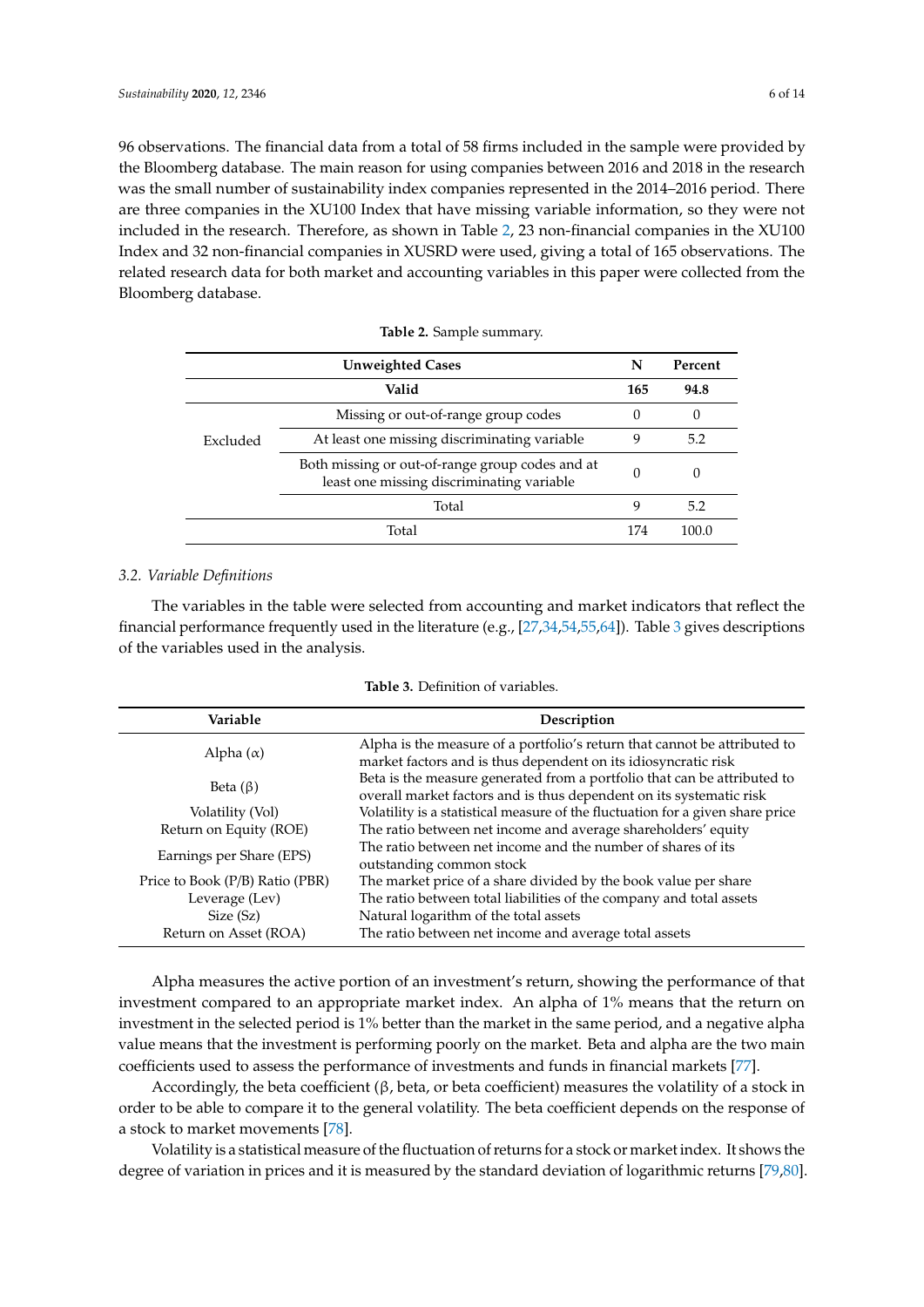96 observations. The financial data from a total of 58 firms included in the sample were provided by the Bloomberg database. The main reason for using companies between 2016 and 2018 in the research was the small number of sustainability index companies represented in the 2014–2016 period. There are three companies in the XU100 Index that have missing variable information, so they were not included in the research. Therefore, as shown in Table 2, 23 non-financial companies in the XU100 Index and 32 non-financial companies in XUSRD were used, giving a total of 165 observations. The related research data for both market and accounting variables in this paper were collected from the Bloomberg database.

**Table 2.** Sample summary.

| Unweighted Cases | | N | Percent |
|---|---|---|---|
| **Valid** | | **165** | **94.8** |
| Excluded | Missing or out-of-range group codes | 0 | 0 |
| | At least one missing discriminating variable | 9 | 5.2 |
| | Both missing or out-of-range group codes and at least one missing discriminating variable | 0 | 0 |
| | Total | 9 | 5.2 |
| Total | | 174 | 100.0 |

### 3.2. Variable Definitions

The variables in the table were selected from accounting and market indicators that reflect the financial performance frequently used in the literature (e.g., [27,34,54,55,64]). Table 3 gives descriptions of the variables used in the analysis.

**Table 3.** Definition of variables.

| Variable | Description |
|---|---|
| Alpha ($\alpha$) | Alpha is the measure of a portfolio's return that cannot be attributed to market factors and is thus dependent on its idiosyncratic risk |
| Beta ($\beta$) | Beta is the measure generated from a portfolio that can be attributed to overall market factors and is thus dependent on its systematic risk |
| Volatility (Vol) | Volatility is a statistical measure of the fluctuation for a given share price |
| Return on Equity (ROE) | The ratio between net income and average shareholders' equity |
| Earnings per Share (EPS) | The ratio between net income and the number of shares of its outstanding common stock |
| Price to Book (P/B) Ratio (PBR) | The market price of a share divided by the book value per share |
| Leverage (Lev) | The ratio between total liabilities of the company and total assets |
| Size (Sz) | Natural logarithm of the total assets |
| Return on Asset (ROA) | The ratio between net income and average total assets |

Alpha measures the active portion of an investment's return, showing the performance of that investment compared to an appropriate market index. An alpha of 1% means that the return on investment in the selected period is 1% better than the market in the same period, and a negative alpha value means that the investment is performing poorly on the market. Beta and alpha are the two main coefficients used to assess the performance of investments and funds in financial markets [77].

Accordingly, the beta coefficient ($\beta$, beta, or beta coefficient) measures the volatility of a stock in order to be able to compare it to the general volatility. The beta coefficient depends on the response of a stock to market movements [78].

Volatility is a statistical measure of the fluctuation of returns for a stock or market index. It shows the degree of variation in prices and it is measured by the standard deviation of logarithmic returns [79,80].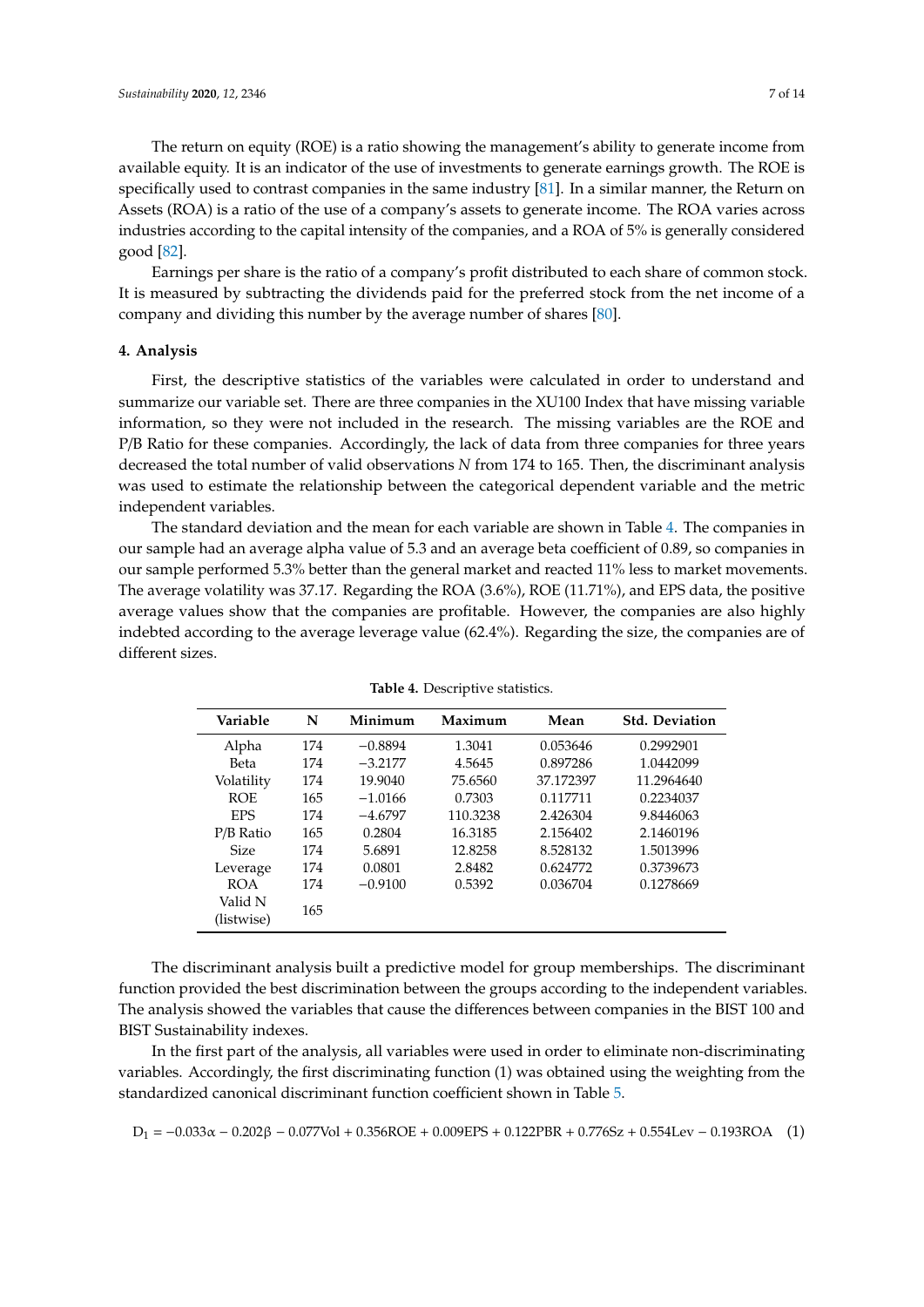The return on equity (ROE) is a ratio showing the management's ability to generate income from available equity. It is an indicator of the use of investments to generate earnings growth. The ROE is specifically used to contrast companies in the same industry [81]. In a similar manner, the Return on Assets (ROA) is a ratio of the use of a company's assets to generate income. The ROA varies across industries according to the capital intensity of the companies, and a ROA of 5% is generally considered good [82].

Earnings per share is the ratio of a company's profit distributed to each share of common stock. It is measured by subtracting the dividends paid for the preferred stock from the net income of a company and dividing this number by the average number of shares [80].

## 4. Analysis

First, the descriptive statistics of the variables were calculated in order to understand and summarize our variable set. There are three companies in the XU100 Index that have missing variable information, so they were not included in the research. The missing variables are the ROE and P/B Ratio for these companies. Accordingly, the lack of data from three companies for three years decreased the total number of valid observations $N$ from 174 to 165. Then, the discriminant analysis was used to estimate the relationship between the categorical dependent variable and the metric independent variables.

The standard deviation and the mean for each variable are shown in Table 4. The companies in our sample had an average alpha value of 5.3 and an average beta coefficient of 0.89, so companies in our sample performed 5.3% better than the general market and reacted 11% less to market movements. The average volatility was 37.17. Regarding the ROA (3.6%), ROE (11.71%), and EPS data, the positive average values show that the companies are profitable. However, the companies are also highly indebted according to the average leverage value (62.4%). Regarding the size, the companies are of different sizes.

**Table 4.** Descriptive statistics.

| Variable | N | Minimum | Maximum | Mean | Std. Deviation |
|---|---|---|---|---|---|
| Alpha | 174 | −0.8894 | 1.3041 | 0.053646 | 0.2992901 |
| Beta | 174 | −3.2177 | 4.5645 | 0.897286 | 1.0442099 |
| Volatility | 174 | 19.9040 | 75.6560 | 37.172397 | 11.2964640 |
| ROE | 165 | −1.0166 | 0.7303 | 0.117711 | 0.2234037 |
| EPS | 174 | −4.6797 | 110.3238 | 2.426304 | 9.8446063 |
| P/B Ratio | 165 | 0.2804 | 16.3185 | 2.156402 | 2.1460196 |
| Size | 174 | 5.6891 | 12.8258 | 8.528132 | 1.5013996 |
| Leverage | 174 | 0.0801 | 2.8482 | 0.624772 | 0.3739673 |
| ROA | 174 | −0.9100 | 0.5392 | 0.036704 | 0.1278669 |
| Valid N (listwise) | 165 | | | | |

The discriminant analysis built a predictive model for group memberships. The discriminant function provided the best discrimination between the groups according to the independent variables. The analysis showed the variables that cause the differences between companies in the BIST 100 and BIST Sustainability indexes.

In the first part of the analysis, all variables were used in order to eliminate non-discriminating variables. Accordingly, the first discriminating function (1) was obtained using the weighting from the standardized canonical discriminant function coefficient shown in Table 5.

$$D_1 = -0.033\alpha - 0.202\beta - 0.077\text{Vol} + 0.356\text{ROE} + 0.009\text{EPS} + 0.122\text{PBR} + 0.776\text{Sz} + 0.554\text{Lev} - 0.193\text{ROA} \quad (1)$$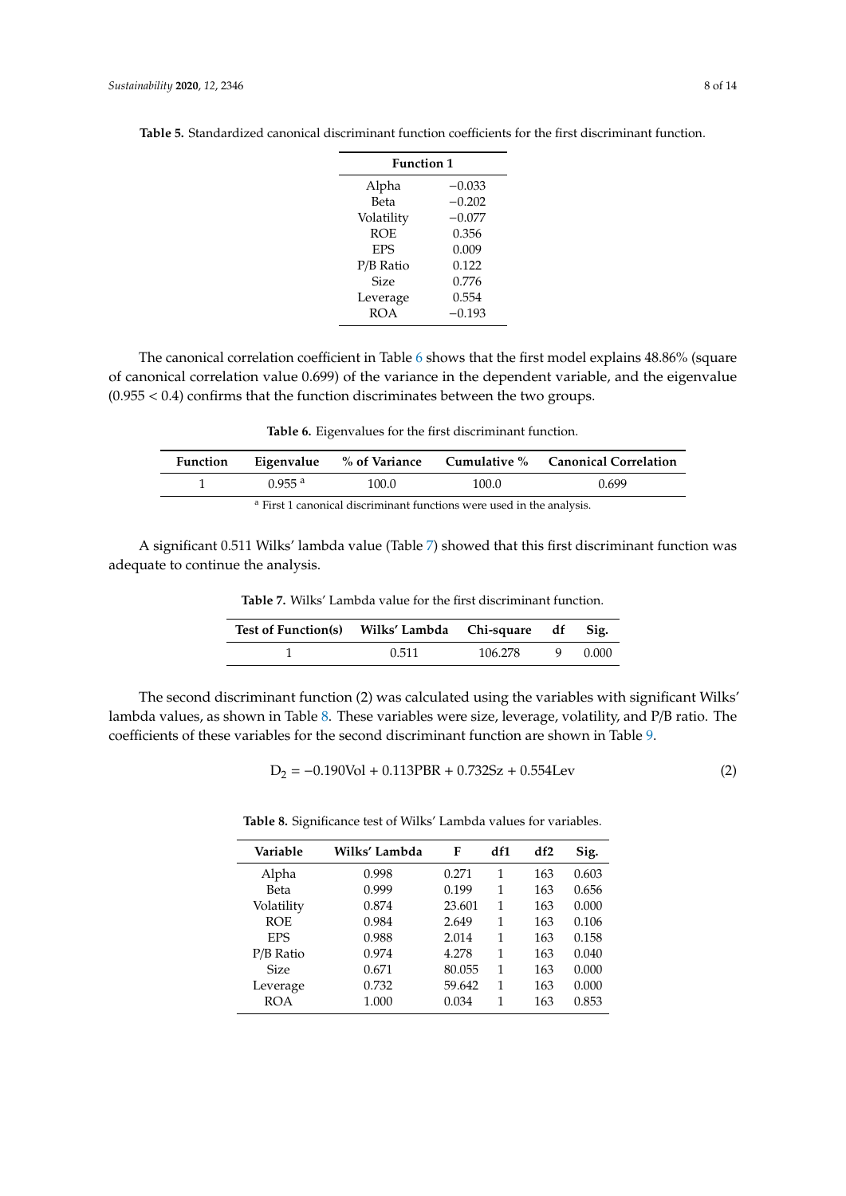**Table 5.** Standardized canonical discriminant function coefficients for the first discriminant function.

| | Function 1 |
|---|---|
| Alpha | −0.033 |
| Beta | −0.202 |
| Volatility | −0.077 |
| ROE | 0.356 |
| EPS | 0.009 |
| P/B Ratio | 0.122 |
| Size | 0.776 |
| Leverage | 0.554 |
| ROA | −0.193 |

The canonical correlation coefficient in Table 6 shows that the first model explains 48.86% (square of canonical correlation value 0.699) of the variance in the dependent variable, and the eigenvalue (0.955 < 0.4) confirms that the function discriminates between the two groups.

**Table 6.** Eigenvalues for the first discriminant function.

| Function | Eigenvalue | % of Variance | Cumulative % | Canonical Correlation |
|---|---|---|---|---|
| 1 | 0.955 [a] | 100.0 | 100.0 | 0.699 |

[a] First 1 canonical discriminant functions were used in the analysis.

A significant 0.511 Wilks' lambda value (Table 7) showed that this first discriminant function was adequate to continue the analysis.

**Table 7.** Wilks' Lambda value for the first discriminant function.

| Test of Function(s) | Wilks' Lambda | Chi-square | df | Sig. |
|---|---|---|---|---|
| 1 | 0.511 | 106.278 | 9 | 0.000 |

The second discriminant function (2) was calculated using the variables with significant Wilks' lambda values, as shown in Table 8. These variables were size, leverage, volatility, and P/B ratio. The coefficients of these variables for the second discriminant function are shown in Table 9.

$$D_2 = -0.190\text{Vol} + 0.113\text{PBR} + 0.732\text{Sz} + 0.554\text{Lev} \tag{2}$$

**Table 8.** Significance test of Wilks' Lambda values for variables.

| Variable | Wilks' Lambda | F | df1 | df2 | Sig. |
|---|---|---|---|---|---|
| Alpha | 0.998 | 0.271 | 1 | 163 | 0.603 |
| Beta | 0.999 | 0.199 | 1 | 163 | 0.656 |
| Volatility | 0.874 | 23.601 | 1 | 163 | 0.000 |
| ROE | 0.984 | 2.649 | 1 | 163 | 0.106 |
| EPS | 0.988 | 2.014 | 1 | 163 | 0.158 |
| P/B Ratio | 0.974 | 4.278 | 1 | 163 | 0.040 |
| Size | 0.671 | 80.055 | 1 | 163 | 0.000 |
| Leverage | 0.732 | 59.642 | 1 | 163 | 0.000 |
| ROA | 1.000 | 0.034 | 1 | 163 | 0.853 |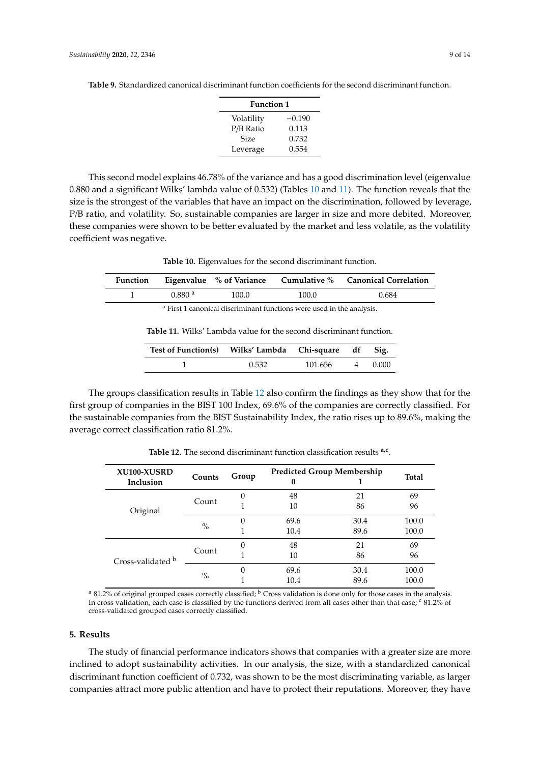**Table 9.** Standardized canonical discriminant function coefficients for the second discriminant function.

| | Function 1 |
|---|---|
| Volatility | −0.190 |
| P/B Ratio | 0.113 |
| Size | 0.732 |
| Leverage | 0.554 |

This second model explains 46.78% of the variance and has a good discrimination level (eigenvalue 0.880 and a significant Wilks' lambda value of 0.532) (Tables 10 and 11). The function reveals that the size is the strongest of the variables that have an impact on the discrimination, followed by leverage, P/B ratio, and volatility. So, sustainable companies are larger in size and more debited. Moreover, these companies were shown to be better evaluated by the market and less volatile, as the volatility coefficient was negative.

**Table 10.** Eigenvalues for the second discriminant function.

| Function | Eigenvalue | % of Variance | Cumulative % | Canonical Correlation |
|---|---|---|---|---|
| 1 | 0.880 [a] | 100.0 | 100.0 | 0.684 |

[a] First 1 canonical discriminant functions were used in the analysis.

**Table 11.** Wilks' Lambda value for the second discriminant function.

| Test of Function(s) | Wilks' Lambda | Chi-square | df | Sig. |
|---|---|---|---|---|
| 1 | 0.532 | 101.656 | 4 | 0.000 |

The groups classification results in Table 12 also confirm the findings as they show that for the first group of companies in the BIST 100 Index, 69.6% of the companies are correctly classified. For the sustainable companies from the BIST Sustainability Index, the ratio rises up to 89.6%, making the average correct classification ratio 81.2%.

**Table 12.** The second discriminant function classification results [a,c].

| XU100-XUSRD Inclusion | Counts | Group | Predicted Group Membership 0 | 1 | Total |
|---|---|---|---|---|---|
| Original | Count | 0 | 48 | 21 | 69 |
| | | 1 | 10 | 86 | 96 |
| | % | 0 | 69.6 | 30.4 | 100.0 |
| | | 1 | 10.4 | 89.6 | 100.0 |
| Cross-validated [b] | Count | 0 | 48 | 21 | 69 |
| | | 1 | 10 | 86 | 96 |
| | % | 0 | 69.6 | 30.4 | 100.0 |
| | | 1 | 10.4 | 89.6 | 100.0 |

[a] 81.2% of original grouped cases correctly classified; [b] Cross validation is done only for those cases in the analysis. In cross validation, each case is classified by the functions derived from all cases other than that case; [c] 81.2% of cross-validated grouped cases correctly classified.

## 5. Results

The study of financial performance indicators shows that companies with a greater size are more inclined to adopt sustainability activities. In our analysis, the size, with a standardized canonical discriminant function coefficient of 0.732, was shown to be the most discriminating variable, as larger companies attract more public attention and have to protect their reputations. Moreover, they have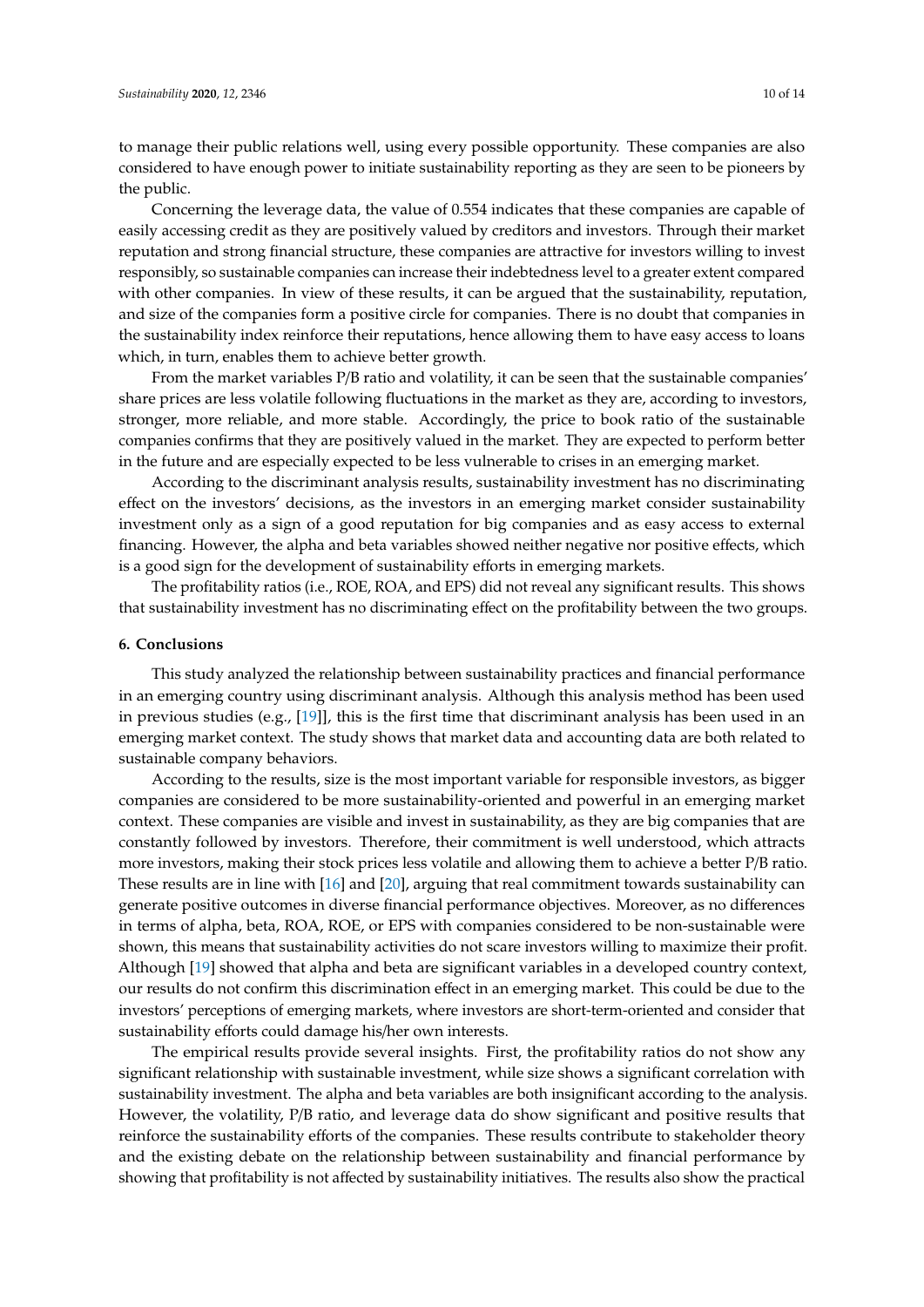to manage their public relations well, using every possible opportunity. These companies are also considered to have enough power to initiate sustainability reporting as they are seen to be pioneers by the public.

Concerning the leverage data, the value of 0.554 indicates that these companies are capable of easily accessing credit as they are positively valued by creditors and investors. Through their market reputation and strong financial structure, these companies are attractive for investors willing to invest responsibly, so sustainable companies can increase their indebtedness level to a greater extent compared with other companies. In view of these results, it can be argued that the sustainability, reputation, and size of the companies form a positive circle for companies. There is no doubt that companies in the sustainability index reinforce their reputations, hence allowing them to have easy access to loans which, in turn, enables them to achieve better growth.

From the market variables P/B ratio and volatility, it can be seen that the sustainable companies' share prices are less volatile following fluctuations in the market as they are, according to investors, stronger, more reliable, and more stable. Accordingly, the price to book ratio of the sustainable companies confirms that they are positively valued in the market. They are expected to perform better in the future and are especially expected to be less vulnerable to crises in an emerging market.

According to the discriminant analysis results, sustainability investment has no discriminating effect on the investors' decisions, as the investors in an emerging market consider sustainability investment only as a sign of a good reputation for big companies and as easy access to external financing. However, the alpha and beta variables showed neither negative nor positive effects, which is a good sign for the development of sustainability efforts in emerging markets.

The profitability ratios (i.e., ROE, ROA, and EPS) did not reveal any significant results. This shows that sustainability investment has no discriminating effect on the profitability between the two groups.

## 6. Conclusions

This study analyzed the relationship between sustainability practices and financial performance in an emerging country using discriminant analysis. Although this analysis method has been used in previous studies (e.g., [19]], this is the first time that discriminant analysis has been used in an emerging market context. The study shows that market data and accounting data are both related to sustainable company behaviors.

According to the results, size is the most important variable for responsible investors, as bigger companies are considered to be more sustainability-oriented and powerful in an emerging market context. These companies are visible and invest in sustainability, as they are big companies that are constantly followed by investors. Therefore, their commitment is well understood, which attracts more investors, making their stock prices less volatile and allowing them to achieve a better P/B ratio. These results are in line with [16] and [20], arguing that real commitment towards sustainability can generate positive outcomes in diverse financial performance objectives. Moreover, as no differences in terms of alpha, beta, ROA, ROE, or EPS with companies considered to be non-sustainable were shown, this means that sustainability activities do not scare investors willing to maximize their profit. Although [19] showed that alpha and beta are significant variables in a developed country context, our results do not confirm this discrimination effect in an emerging market. This could be due to the investors' perceptions of emerging markets, where investors are short-term-oriented and consider that sustainability efforts could damage his/her own interests.

The empirical results provide several insights. First, the profitability ratios do not show any significant relationship with sustainable investment, while size shows a significant correlation with sustainability investment. The alpha and beta variables are both insignificant according to the analysis. However, the volatility, P/B ratio, and leverage data do show significant and positive results that reinforce the sustainability efforts of the companies. These results contribute to stakeholder theory and the existing debate on the relationship between sustainability and financial performance by showing that profitability is not affected by sustainability initiatives. The results also show the practical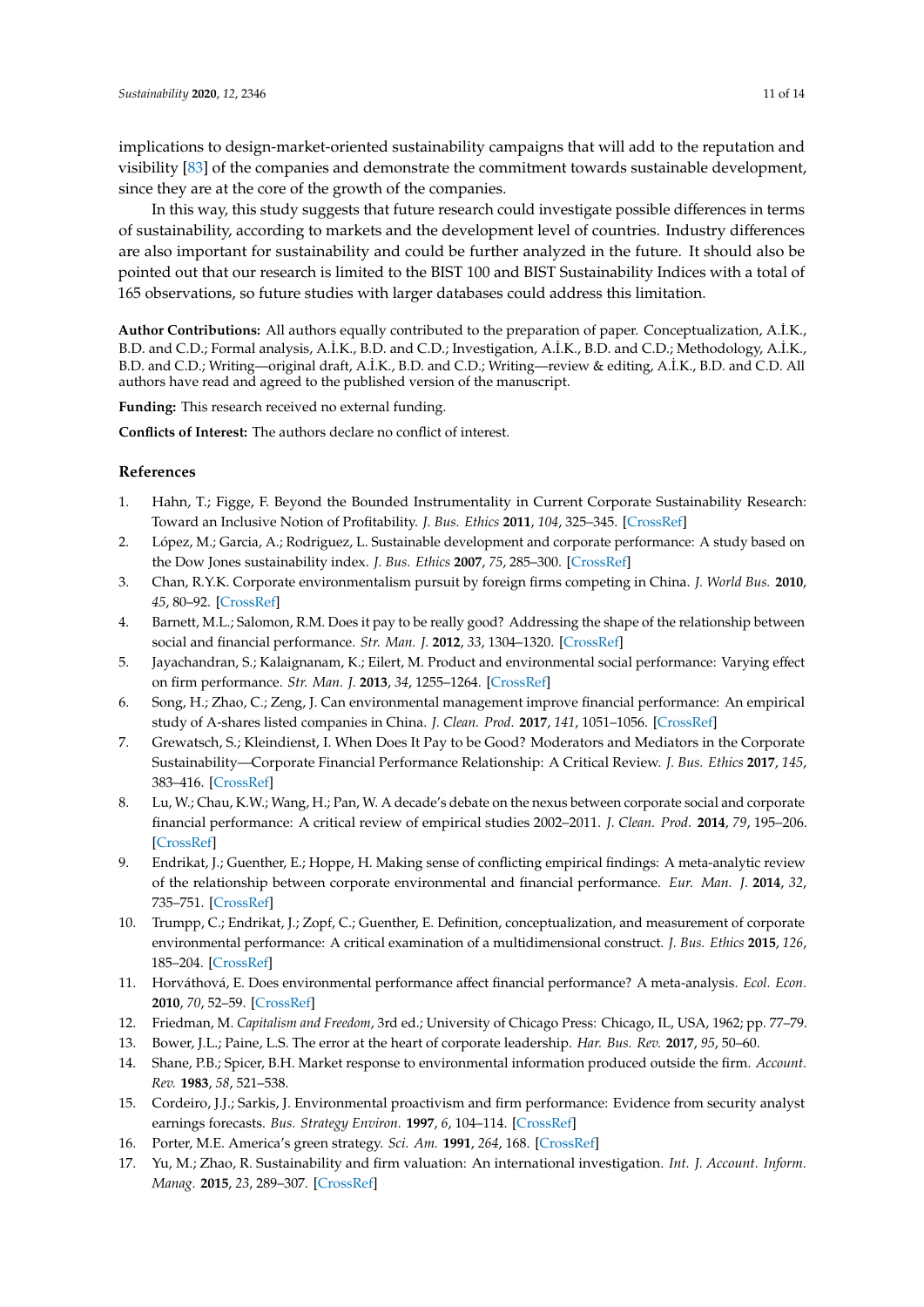implications to design-market-oriented sustainability campaigns that will add to the reputation and visibility [83] of the companies and demonstrate the commitment towards sustainable development, since they are at the core of the growth of the companies.

In this way, this study suggests that future research could investigate possible differences in terms of sustainability, according to markets and the development level of countries. Industry differences are also important for sustainability and could be further analyzed in the future. It should also be pointed out that our research is limited to the BIST 100 and BIST Sustainability Indices with a total of 165 observations, so future studies with larger databases could address this limitation.

**Author Contributions:** All authors equally contributed to the preparation of paper. Conceptualization, A.İ.K., B.D. and C.D.; Formal analysis, A.İ.K., B.D. and C.D.; Investigation, A.İ.K., B.D. and C.D.; Methodology, A.İ.K., B.D. and C.D.; Writing—original draft, A.İ.K., B.D. and C.D.; Writing—review & editing, A.İ.K., B.D. and C.D. All authors have read and agreed to the published version of the manuscript.

**Funding:** This research received no external funding.

**Conflicts of Interest:** The authors declare no conflict of interest.

## References

1. Hahn, T.; Figge, F. Beyond the Bounded Instrumentality in Current Corporate Sustainability Research: Toward an Inclusive Notion of Profitability. *J. Bus. Ethics* **2011**, *104*, 325–345. [CrossRef]
2. López, M.; Garcia, A.; Rodriguez, L. Sustainable development and corporate performance: A study based on the Dow Jones sustainability index. *J. Bus. Ethics* **2007**, *75*, 285–300. [CrossRef]
3. Chan, R.Y.K. Corporate environmentalism pursuit by foreign firms competing in China. *J. World Bus.* **2010**, *45*, 80–92. [CrossRef]
4. Barnett, M.L.; Salomon, R.M. Does it pay to be really good? Addressing the shape of the relationship between social and financial performance. *Str. Man. J.* **2012**, *33*, 1304–1320. [CrossRef]
5. Jayachandran, S.; Kalaignanam, K.; Eilert, M. Product and environmental social performance: Varying effect on firm performance. *Str. Man. J.* **2013**, *34*, 1255–1264. [CrossRef]
6. Song, H.; Zhao, C.; Zeng, J. Can environmental management improve financial performance: An empirical study of A-shares listed companies in China. *J. Clean. Prod.* **2017**, *141*, 1051–1056. [CrossRef]
7. Grewatsch, S.; Kleindienst, I. When Does It Pay to be Good? Moderators and Mediators in the Corporate Sustainability—Corporate Financial Performance Relationship: A Critical Review. *J. Bus. Ethics* **2017**, *145*, 383–416. [CrossRef]
8. Lu, W.; Chau, K.W.; Wang, H.; Pan, W. A decade's debate on the nexus between corporate social and corporate financial performance: A critical review of empirical studies 2002–2011. *J. Clean. Prod.* **2014**, *79*, 195–206. [CrossRef]
9. Endrikat, J.; Guenther, E.; Hoppe, H. Making sense of conflicting empirical findings: A meta-analytic review of the relationship between corporate environmental and financial performance. *Eur. Man. J.* **2014**, *32*, 735–751. [CrossRef]
10. Trumpp, C.; Endrikat, J.; Zopf, C.; Guenther, E. Definition, conceptualization, and measurement of corporate environmental performance: A critical examination of a multidimensional construct. *J. Bus. Ethics* **2015**, *126*, 185–204. [CrossRef]
11. Horváthová, E. Does environmental performance affect financial performance? A meta-analysis. *Ecol. Econ.* **2010**, *70*, 52–59. [CrossRef]
12. Friedman, M. *Capitalism and Freedom*, 3rd ed.; University of Chicago Press: Chicago, IL, USA, 1962; pp. 77–79.
13. Bower, J.L.; Paine, L.S. The error at the heart of corporate leadership. *Har. Bus. Rev.* **2017**, *95*, 50–60.
14. Shane, P.B.; Spicer, B.H. Market response to environmental information produced outside the firm. *Account. Rev.* **1983**, *58*, 521–538.
15. Cordeiro, J.J.; Sarkis, J. Environmental proactivism and firm performance: Evidence from security analyst earnings forecasts. *Bus. Strategy Environ.* **1997**, *6*, 104–114. [CrossRef]
16. Porter, M.E. America's green strategy. *Sci. Am.* **1991**, *264*, 168. [CrossRef]
17. Yu, M.; Zhao, R. Sustainability and firm valuation: An international investigation. *Int. J. Account. Inform. Manag.* **2015**, *23*, 289–307. [CrossRef]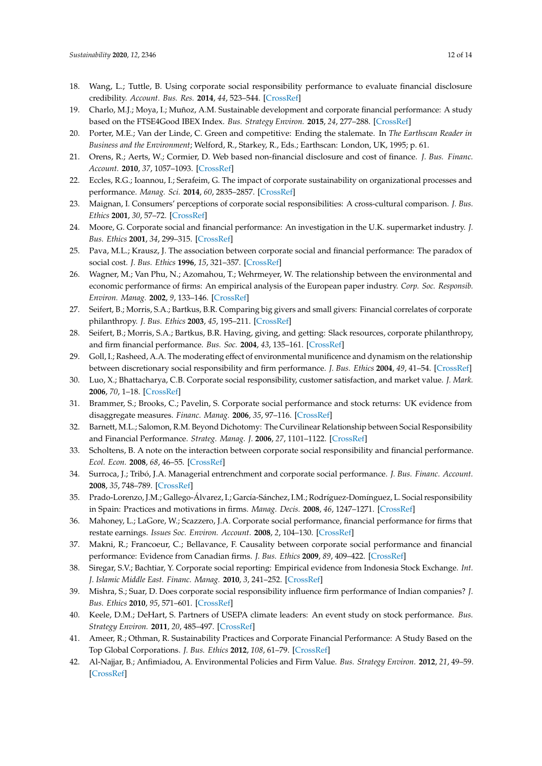18. Wang, L.; Tuttle, B. Using corporate social responsibility performance to evaluate financial disclosure credibility. *Account. Bus. Res.* **2014**, *44*, 523–544. [CrossRef]
19. Charlo, M.J.; Moya, I.; Muñoz, A.M. Sustainable development and corporate financial performance: A study based on the FTSE4Good IBEX Index. *Bus. Strategy Environ.* **2015**, *24*, 277–288. [CrossRef]
20. Porter, M.E.; Van der Linde, C. Green and competitive: Ending the stalemate. In *The Earthscan Reader in Business and the Environment*; Welford, R., Starkey, R., Eds.; Earthscan: London, UK, 1995; p. 61.
21. Orens, R.; Aerts, W.; Cormier, D. Web based non-financial disclosure and cost of finance. *J. Bus. Financ. Account.* **2010**, *37*, 1057–1093. [CrossRef]
22. Eccles, R.G.; Ioannou, I.; Serafeim, G. The impact of corporate sustainability on organizational processes and performance. *Manag. Sci.* **2014**, *60*, 2835–2857. [CrossRef]
23. Maignan, I. Consumers' perceptions of corporate social responsibilities: A cross-cultural comparison. *J. Bus. Ethics* **2001**, *30*, 57–72. [CrossRef]
24. Moore, G. Corporate social and financial performance: An investigation in the U.K. supermarket industry. *J. Bus. Ethics* **2001**, *34*, 299–315. [CrossRef]
25. Pava, M.L.; Krausz, J. The association between corporate social and financial performance: The paradox of social cost. *J. Bus. Ethics* **1996**, *15*, 321–357. [CrossRef]
26. Wagner, M.; Van Phu, N.; Azomahou, T.; Wehrmeyer, W. The relationship between the environmental and economic performance of firms: An empirical analysis of the European paper industry. *Corp. Soc. Responsib. Environ. Manag.* **2002**, *9*, 133–146. [CrossRef]
27. Seifert, B.; Morris, S.A.; Bartkus, B.R. Comparing big givers and small givers: Financial correlates of corporate philanthropy. *J. Bus. Ethics* **2003**, *45*, 195–211. [CrossRef]
28. Seifert, B.; Morris, S.A.; Bartkus, B.R. Having, giving, and getting: Slack resources, corporate philanthropy, and firm financial performance. *Bus. Soc.* **2004**, *43*, 135–161. [CrossRef]
29. Goll, I.; Rasheed, A.A. The moderating effect of environmental munificence and dynamism on the relationship between discretionary social responsibility and firm performance. *J. Bus. Ethics* **2004**, *49*, 41–54. [CrossRef]
30. Luo, X.; Bhattacharya, C.B. Corporate social responsibility, customer satisfaction, and market value. *J. Mark.* **2006**, *70*, 1–18. [CrossRef]
31. Brammer, S.; Brooks, C.; Pavelin, S. Corporate social performance and stock returns: UK evidence from disaggregate measures. *Financ. Manag.* **2006**, *35*, 97–116. [CrossRef]
32. Barnett, M.L.; Salomon, R.M. Beyond Dichotomy: The Curvilinear Relationship between Social Responsibility and Financial Performance. *Strateg. Manag. J.* **2006**, *27*, 1101–1122. [CrossRef]
33. Scholtens, B. A note on the interaction between corporate social responsibility and financial performance. *Ecol. Econ.* **2008**, *68*, 46–55. [CrossRef]
34. Surroca, J.; Tribó, J.A. Managerial entrenchment and corporate social performance. *J. Bus. Financ. Account.* **2008**, *35*, 748–789. [CrossRef]
35. Prado-Lorenzo, J.M.; Gallego-Álvarez, I.; García-Sánchez, I.M.; Rodríguez-Domínguez, L. Social responsibility in Spain: Practices and motivations in firms. *Manag. Decis.* **2008**, *46*, 1247–1271. [CrossRef]
36. Mahoney, L.; LaGore, W.; Scazzero, J.A. Corporate social performance, financial performance for firms that restate earnings. *Issues Soc. Environ. Account.* **2008**, *2*, 104–130. [CrossRef]
37. Makni, R.; Francoeur, C.; Bellavance, F. Causality between corporate social performance and financial performance: Evidence from Canadian firms. *J. Bus. Ethics* **2009**, *89*, 409–422. [CrossRef]
38. Siregar, S.V.; Bachtiar, Y. Corporate social reporting: Empirical evidence from Indonesia Stock Exchange. *Int. J. Islamic Middle East. Financ. Manag.* **2010**, *3*, 241–252. [CrossRef]
39. Mishra, S.; Suar, D. Does corporate social responsibility influence firm performance of Indian companies? *J. Bus. Ethics* **2010**, *95*, 571–601. [CrossRef]
40. Keele, D.M.; DeHart, S. Partners of USEPA climate leaders: An event study on stock performance. *Bus. Strategy Environ.* **2011**, *20*, 485–497. [CrossRef]
41. Ameer, R.; Othman, R. Sustainability Practices and Corporate Financial Performance: A Study Based on the Top Global Corporations. *J. Bus. Ethics* **2012**, *108*, 61–79. [CrossRef]
42. Al-Najjar, B.; Anfimiadou, A. Environmental Policies and Firm Value. *Bus. Strategy Environ.* **2012**, *21*, 49–59. [CrossRef]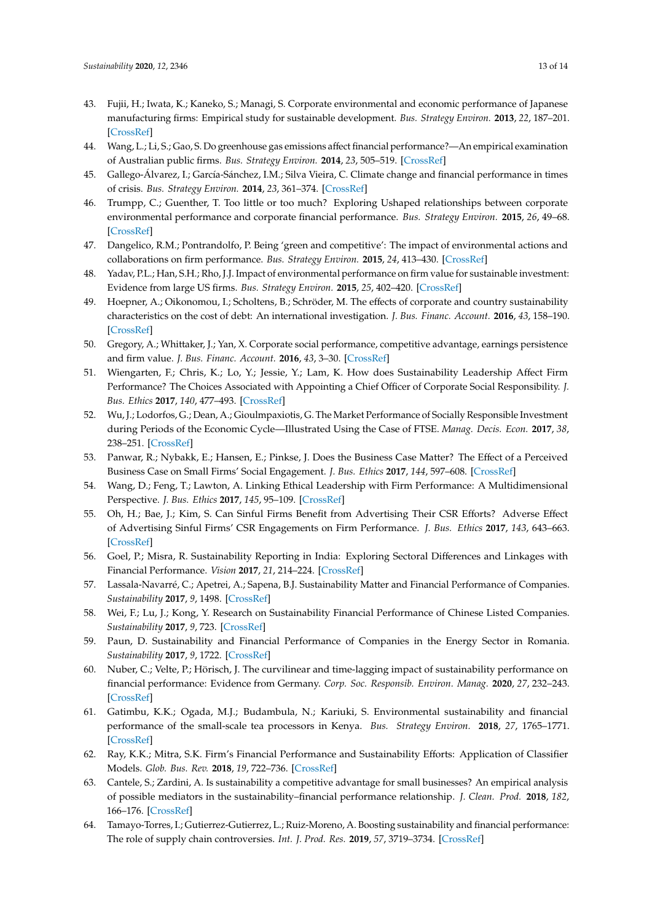43. Fujii, H.; Iwata, K.; Kaneko, S.; Managi, S. Corporate environmental and economic performance of Japanese manufacturing firms: Empirical study for sustainable development. *Bus. Strategy Environ.* **2013**, *22*, 187–201. [CrossRef]
44. Wang, L.; Li, S.; Gao, S. Do greenhouse gas emissions affect financial performance?—An empirical examination of Australian public firms. *Bus. Strategy Environ.* **2014**, *23*, 505–519. [CrossRef]
45. Gallego-Álvarez, I.; García-Sánchez, I.M.; Silva Vieira, C. Climate change and financial performance in times of crisis. *Bus. Strategy Environ.* **2014**, *23*, 361–374. [CrossRef]
46. Trumpp, C.; Guenther, T. Too little or too much? Exploring Ushaped relationships between corporate environmental performance and corporate financial performance. *Bus. Strategy Environ.* **2015**, *26*, 49–68. [CrossRef]
47. Dangelico, R.M.; Pontrandolfo, P. Being 'green and competitive': The impact of environmental actions and collaborations on firm performance. *Bus. Strategy Environ.* **2015**, *24*, 413–430. [CrossRef]
48. Yadav, P.L.; Han, S.H.; Rho, J.J. Impact of environmental performance on firm value for sustainable investment: Evidence from large US firms. *Bus. Strategy Environ.* **2015**, *25*, 402–420. [CrossRef]
49. Hoepner, A.; Oikonomou, I.; Scholtens, B.; Schröder, M. The effects of corporate and country sustainability characteristics on the cost of debt: An international investigation. *J. Bus. Financ. Account.* **2016**, *43*, 158–190. [CrossRef]
50. Gregory, A.; Whittaker, J.; Yan, X. Corporate social performance, competitive advantage, earnings persistence and firm value. *J. Bus. Financ. Account.* **2016**, *43*, 3–30. [CrossRef]
51. Wiengarten, F.; Chris, K.; Lo, Y.; Jessie, Y.; Lam, K. How does Sustainability Leadership Affect Firm Performance? The Choices Associated with Appointing a Chief Officer of Corporate Social Responsibility. *J. Bus. Ethics* **2017**, *140*, 477–493. [CrossRef]
52. Wu, J.; Lodorfos, G.; Dean, A.; Gioulmpaxiotis, G. The Market Performance of Socially Responsible Investment during Periods of the Economic Cycle—Illustrated Using the Case of FTSE. *Manag. Decis. Econ.* **2017**, *38*, 238–251. [CrossRef]
53. Panwar, R.; Nybakk, E.; Hansen, E.; Pinkse, J. Does the Business Case Matter? The Effect of a Perceived Business Case on Small Firms' Social Engagement. *J. Bus. Ethics* **2017**, *144*, 597–608. [CrossRef]
54. Wang, D.; Feng, T.; Lawton, A. Linking Ethical Leadership with Firm Performance: A Multidimensional Perspective. *J. Bus. Ethics* **2017**, *145*, 95–109. [CrossRef]
55. Oh, H.; Bae, J.; Kim, S. Can Sinful Firms Benefit from Advertising Their CSR Efforts? Adverse Effect of Advertising Sinful Firms' CSR Engagements on Firm Performance. *J. Bus. Ethics* **2017**, *143*, 643–663. [CrossRef]
56. Goel, P.; Misra, R. Sustainability Reporting in India: Exploring Sectoral Differences and Linkages with Financial Performance. *Vision* **2017**, *21*, 214–224. [CrossRef]
57. Lassala-Navarré, C.; Apetrei, A.; Sapena, B.J. Sustainability Matter and Financial Performance of Companies. *Sustainability* **2017**, *9*, 1498. [CrossRef]
58. Wei, F.; Lu, J.; Kong, Y. Research on Sustainability Financial Performance of Chinese Listed Companies. *Sustainability* **2017**, *9*, 723. [CrossRef]
59. Paun, D. Sustainability and Financial Performance of Companies in the Energy Sector in Romania. *Sustainability* **2017**, *9*, 1722. [CrossRef]
60. Nuber, C.; Velte, P.; Hörisch, J. The curvilinear and time-lagging impact of sustainability performance on financial performance: Evidence from Germany. *Corp. Soc. Responsib. Environ. Manag.* **2020**, *27*, 232–243. [CrossRef]
61. Gatimbu, K.K.; Ogada, M.J.; Budambula, N.; Kariuki, S. Environmental sustainability and financial performance of the small-scale tea processors in Kenya. *Bus. Strategy Environ.* **2018**, *27*, 1765–1771. [CrossRef]
62. Ray, K.K.; Mitra, S.K. Firm's Financial Performance and Sustainability Efforts: Application of Classifier Models. *Glob. Bus. Rev.* **2018**, *19*, 722–736. [CrossRef]
63. Cantele, S.; Zardini, A. Is sustainability a competitive advantage for small businesses? An empirical analysis of possible mediators in the sustainability–financial performance relationship. *J. Clean. Prod.* **2018**, *182*, 166–176. [CrossRef]
64. Tamayo-Torres, I.; Gutierrez-Gutierrez, L.; Ruiz-Moreno, A. Boosting sustainability and financial performance: The role of supply chain controversies. *Int. J. Prod. Res.* **2019**, *57*, 3719–3734. [CrossRef]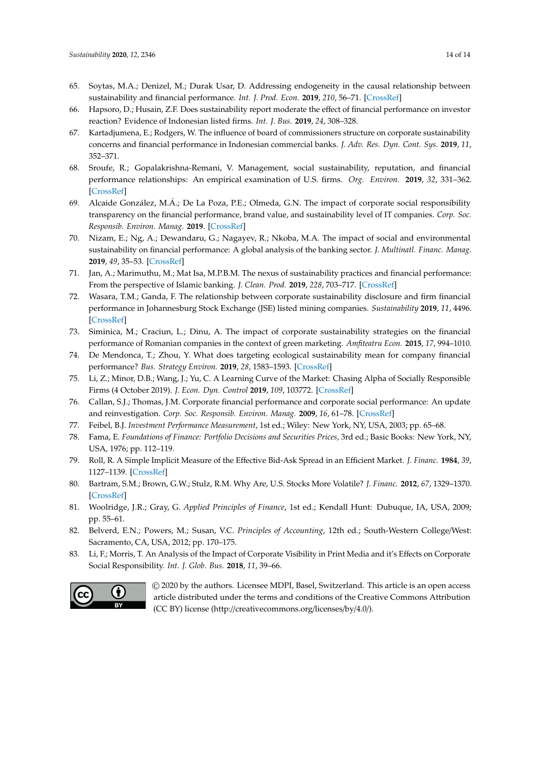65. Soytas, M.A.; Denizel, M.; Durak Usar, D. Addressing endogeneity in the causal relationship between sustainability and financial performance. *Int. J. Prod. Econ.* **2019**, *210*, 56–71. [CrossRef]
66. Hapsoro, D.; Husain, Z.F. Does sustainability report moderate the effect of financial performance on investor reaction? Evidence of Indonesian listed firms. *Int. J. Bus.* **2019**, *24*, 308–328.
67. Kartadjumena, E.; Rodgers, W. The influence of board of commissioners structure on corporate sustainability concerns and financial performance in Indonesian commercial banks. *J. Adv. Res. Dyn. Cont. Sys.* **2019**, *11*, 352–371.
68. Sroufe, R.; Gopalakrishna-Remani, V. Management, social sustainability, reputation, and financial performance relationships: An empirical examination of U.S. firms. *Org. Environ.* **2019**, *32*, 331–362. [CrossRef]
69. Alcaide González, M.Á.; De La Poza, P.E.; Olmeda, G.N. The impact of corporate social responsibility transparency on the financial performance, brand value, and sustainability level of IT companies. *Corp. Soc. Responsib. Environ. Manag.* **2019**. [CrossRef]
70. Nizam, E.; Ng, A.; Dewandaru, G.; Nagayev, R.; Nkoba, M.A. The impact of social and environmental sustainability on financial performance: A global analysis of the banking sector. *J. Multinatl. Financ. Manag.* **2019**, *49*, 35–53. [CrossRef]
71. Jan, A.; Marimuthu, M.; Mat Isa, M.P.B.M. The nexus of sustainability practices and financial performance: From the perspective of Islamic banking. *J. Clean. Prod.* **2019**, *228*, 703–717. [CrossRef]
72. Wasara, T.M.; Ganda, F. The relationship between corporate sustainability disclosure and firm financial performance in Johannesburg Stock Exchange (JSE) listed mining companies. *Sustainability* **2019**, *11*, 4496. [CrossRef]
73. Siminica, M.; Craciun, L.; Dinu, A. The impact of corporate sustainability strategies on the financial performance of Romanian companies in the context of green marketing. *Amfiteatru Econ.* **2015**, *17*, 994–1010.
74. De Mendonca, T.; Zhou, Y. What does targeting ecological sustainability mean for company financial performance? *Bus. Strategy Environ.* **2019**, *28*, 1583–1593. [CrossRef]
75. Li, Z.; Minor, D.B.; Wang, J.; Yu, C. A Learning Curve of the Market: Chasing Alpha of Socially Responsible Firms (4 October 2019). *J. Econ. Dyn. Control* **2019**, *109*, 103772. [CrossRef]
76. Callan, S.J.; Thomas, J.M. Corporate financial performance and corporate social performance: An update and reinvestigation. *Corp. Soc. Responsib. Environ. Manag.* **2009**, *16*, 61–78. [CrossRef]
77. Feibel, B.J. *Investment Performance Measurement*, 1st ed.; Wiley: New York, NY, USA, 2003; pp. 65–68.
78. Fama, E. *Foundations of Finance: Portfolio Decisions and Securities Prices*, 3rd ed.; Basic Books: New York, NY, USA, 1976; pp. 112–119.
79. Roll, R. A Simple Implicit Measure of the Effective Bid-Ask Spread in an Efficient Market. *J. Financ.* **1984**, *39*, 1127–1139. [CrossRef]
80. Bartram, S.M.; Brown, G.W.; Stulz, R.M. Why Are, U.S. Stocks More Volatile? *J. Financ.* **2012**, *67*, 1329–1370. [CrossRef]
81. Woolridge, J.R.; Gray, G. *Applied Principles of Finance*, 1st ed.; Kendall Hunt: Dubuque, IA, USA, 2009; pp. 55–61.
82. Belverd, E.N.; Powers, M.; Susan, V.C. *Principles of Accounting*, 12th ed.; South-Western College/West: Sacramento, CA, USA, 2012; pp. 170–175.
83. Li, F.; Morris, T. An Analysis of the Impact of Corporate Visibility in Print Media and it's Effects on Corporate Social Responsibility. *Int. J. Glob. Bus.* **2018**, *11*, 39–66.

© 2020 by the authors. Licensee MDPI, Basel, Switzerland. This article is an open access article distributed under the terms and conditions of the Creative Commons Attribution (CC BY) license (http://creativecommons.org/licenses/by/4.0/).